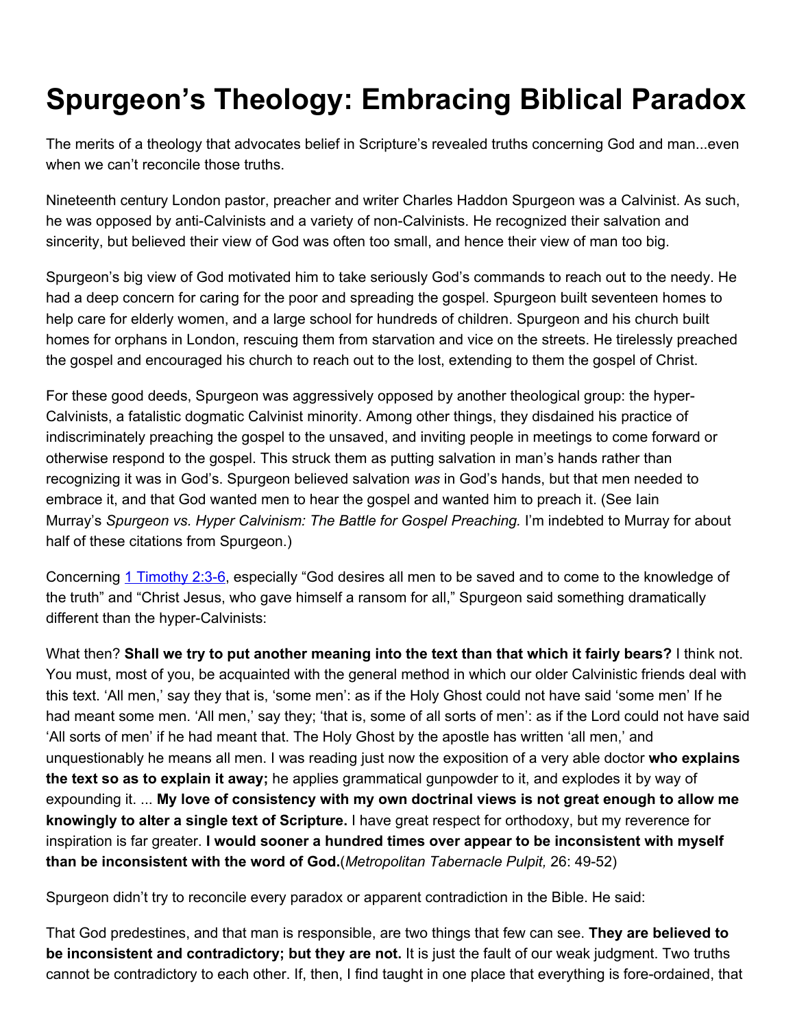# Spurgeon's Theology: Embracing Biblical Paradox

The merits of a theology that advocates belief in Scripture's revealed truths concerning God and man...even when we can't reconcile those truths.

Nineteenth century London pastor, preacher and writer Charles Haddon Spurgeon was a Calvinist. As such, he was opposed by anti-Calvinists and a variety of non-Calvinists. He recognized their salvation and sincerity, but believed their view of God was often too small, and hence their view of man too big.

Spurgeon's big view of God motivated him to take seriously God's commands to reach out to the needy. He had a deep concern for caring for the poor and spreading the gospel. Spurgeon built seventeen homes to help care for elderly women, and a large school for hundreds of children. Spurgeon and his church built homes for orphans in London, rescuing them from starvation and vice on the streets. He tirelessly preached the gospel and encouraged his church to reach out to the lost, extending to them the gospel of Christ.

For these good deeds, Spurgeon was aggressively opposed by another theological group: the hyper-Calvinists, a fatalistic dogmatic Calvinist minority. Among other things, they disdained his practice of indiscriminately preaching the gospel to the unsaved, and inviting people in meetings to come forward or otherwise respond to the gospel. This struck them as putting salvation in man's hands rather than recognizing it was in God's. Spurgeon believed salvation *was* in God's hands, but that men needed to embrace it, and that God wanted men to hear the gospel and wanted him to preach it. (See Iain Murray's *Spurgeon vs. Hyper Calvinism: The Battle for Gospel Preaching.* I'm indebted to Murray for about half of these citations from Spurgeon.)

Concerning 1 Timothy 2:3-6, especially "God desires all men to be saved and to come to the knowledge of the truth" and "Christ Jesus, who gave himself a ransom for all," Spurgeon said something dramatically different than the hyper-Calvinists:

What then? **Shall we try to put another meaning into the text than that which it fairly bears?** I think not. You must, most of you, be acquainted with the general method in which our older Calvinistic friends deal with this text. 'All men,' say they that is, 'some men': as if the Holy Ghost could not have said 'some men' If he had meant some men. 'All men,' say they; 'that is, some of all sorts of men': as if the Lord could not have said 'All sorts of men' if he had meant that. The Holy Ghost by the apostle has written 'all men,' and unquestionably he means all men. I was reading just now the exposition of a very able doctor **who explains the text so as to explain it away;** he applies grammatical gunpowder to it, and explodes it by way of expounding it. ... **My love of consistency with my own doctrinal views is not great enough to allow me knowingly to alter a single text of Scripture.** I have great respect for orthodoxy, but my reverence for inspiration is far greater. **I would sooner a hundred times over appear to be inconsistent with myself than be inconsistent with the word of God.**(*Metropolitan Tabernacle Pulpit,* 26: 49-52)

Spurgeon didn't try to reconcile every paradox or apparent contradiction in the Bible. He said:

That God predestines, and that man is responsible, are two things that few can see. **They are believed to be inconsistent and contradictory; but they are not.** It is just the fault of our weak judgment. Two truths cannot be contradictory to each other. If, then, I find taught in one place that everything is fore-ordained, that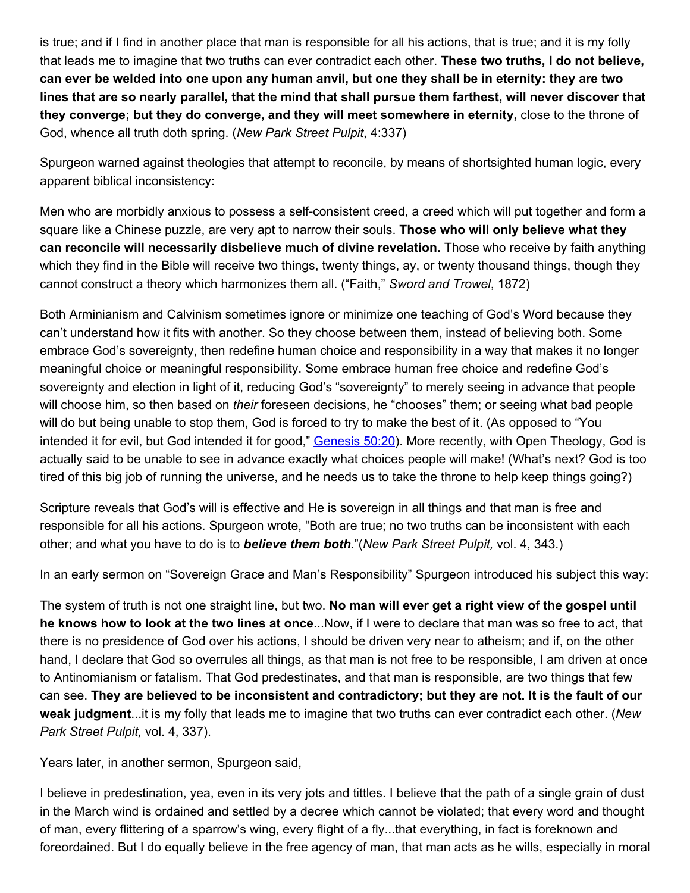is true; and if I find in another place that man is responsible for all his actions, that is true; and it is my folly that leads me to imagine that two truths can ever contradict each other. **These two truths, I do not believe, can ever be welded into one upon any human anvil, but one they shall be in eternity: they are two lines that are so nearly parallel, that the mind that shall pursue them farthest, will never discover that they converge; but they do converge, and they will meet somewhere in eternity,** close to the throne of God, whence all truth doth spring. (*New Park Street Pulpit*, 4:337)

Spurgeon warned against theologies that attempt to reconcile, by means of shortsighted human logic, every apparent biblical inconsistency:

Men who are morbidly anxious to possess a self-consistent creed, a creed which will put together and form a square like a Chinese puzzle, are very apt to narrow their souls. **Those who will only believe what they can reconcile will necessarily disbelieve much of divine revelation.** Those who receive by faith anything which they find in the Bible will receive two things, twenty things, ay, or twenty thousand things, though they cannot construct a theory which harmonizes them all. ("Faith," *Sword and Trowel*, 1872)

Both Arminianism and Calvinism sometimes ignore or minimize one teaching of God's Word because they can't understand how it fits with another. So they choose between them, instead of believing both. Some embrace God's sovereignty, then redefine human choice and responsibility in a way that makes it no longer meaningful choice or meaningful responsibility. Some embrace human free choice and redefine God's sovereignty and election in light of it, reducing God's "sovereignty" to merely seeing in advance that people will choose him, so then based on *their* foreseen decisions, he "chooses" them; or seeing what bad people will do but being unable to stop them, God is forced to try to make the best of it. (As opposed to "You intended it for evil, but God intended it for good," Genesis 50:20). More recently, with Open Theology, God is actually said to be unable to see in advance exactly what choices people will make! (What's next? God is too tired of this big job of running the universe, and he needs us to take the throne to help keep things going?)

Scripture reveals that God's will is effective and He is sovereign in all things and that man is free and responsible for all his actions. Spurgeon wrote, "Both are true; no two truths can be inconsistent with each other; and what you have to do is to ***believe them both.***"(*New Park Street Pulpit,* vol. 4, 343.)

In an early sermon on "Sovereign Grace and Man's Responsibility" Spurgeon introduced his subject this way:

The system of truth is not one straight line, but two. **No man will ever get a right view of the gospel until he knows how to look at the two lines at once**...Now, if I were to declare that man was so free to act, that there is no presidence of God over his actions, I should be driven very near to atheism; and if, on the other hand, I declare that God so overrules all things, as that man is not free to be responsible, I am driven at once to Antinomianism or fatalism. That God predestinates, and that man is responsible, are two things that few can see. **They are believed to be inconsistent and contradictory; but they are not. It is the fault of our weak judgment**...it is my folly that leads me to imagine that two truths can ever contradict each other. (*New Park Street Pulpit,* vol. 4, 337).

Years later, in another sermon, Spurgeon said,

I believe in predestination, yea, even in its very jots and tittles. I believe that the path of a single grain of dust in the March wind is ordained and settled by a decree which cannot be violated; that every word and thought of man, every flittering of a sparrow's wing, every flight of a fly...that everything, in fact is foreknown and foreordained. But I do equally believe in the free agency of man, that man acts as he wills, especially in moral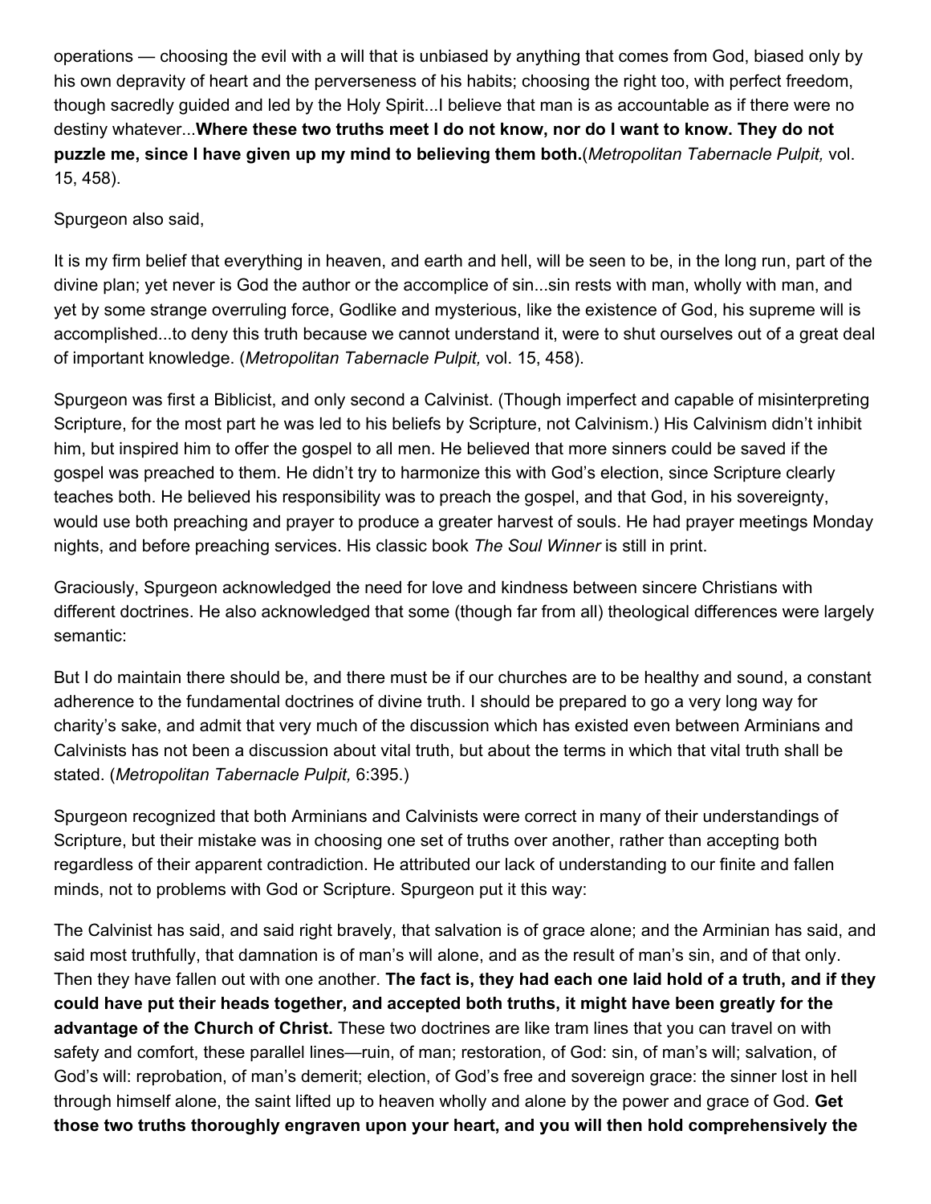operations — choosing the evil with a will that is unbiased by anything that comes from God, biased only by his own depravity of heart and the perverseness of his habits; choosing the right too, with perfect freedom, though sacredly guided and led by the Holy Spirit...I believe that man is as accountable as if there were no destiny whatever...**Where these two truths meet I do not know, nor do I want to know. They do not puzzle me, since I have given up my mind to believing them both.**(*Metropolitan Tabernacle Pulpit,* vol. 15, 458).

Spurgeon also said,

It is my firm belief that everything in heaven, and earth and hell, will be seen to be, in the long run, part of the divine plan; yet never is God the author or the accomplice of sin...sin rests with man, wholly with man, and yet by some strange overruling force, Godlike and mysterious, like the existence of God, his supreme will is accomplished...to deny this truth because we cannot understand it, were to shut ourselves out of a great deal of important knowledge. (*Metropolitan Tabernacle Pulpit,* vol. 15, 458).

Spurgeon was first a Biblicist, and only second a Calvinist. (Though imperfect and capable of misinterpreting Scripture, for the most part he was led to his beliefs by Scripture, not Calvinism.) His Calvinism didn't inhibit him, but inspired him to offer the gospel to all men. He believed that more sinners could be saved if the gospel was preached to them. He didn't try to harmonize this with God's election, since Scripture clearly teaches both. He believed his responsibility was to preach the gospel, and that God, in his sovereignty, would use both preaching and prayer to produce a greater harvest of souls. He had prayer meetings Monday nights, and before preaching services. His classic book *The Soul Winner* is still in print.

Graciously, Spurgeon acknowledged the need for love and kindness between sincere Christians with different doctrines. He also acknowledged that some (though far from all) theological differences were largely semantic:

But I do maintain there should be, and there must be if our churches are to be healthy and sound, a constant adherence to the fundamental doctrines of divine truth. I should be prepared to go a very long way for charity's sake, and admit that very much of the discussion which has existed even between Arminians and Calvinists has not been a discussion about vital truth, but about the terms in which that vital truth shall be stated. (*Metropolitan Tabernacle Pulpit,* 6:395.)

Spurgeon recognized that both Arminians and Calvinists were correct in many of their understandings of Scripture, but their mistake was in choosing one set of truths over another, rather than accepting both regardless of their apparent contradiction. He attributed our lack of understanding to our finite and fallen minds, not to problems with God or Scripture. Spurgeon put it this way:

The Calvinist has said, and said right bravely, that salvation is of grace alone; and the Arminian has said, and said most truthfully, that damnation is of man's will alone, and as the result of man's sin, and of that only. Then they have fallen out with one another. **The fact is, they had each one laid hold of a truth, and if they could have put their heads together, and accepted both truths, it might have been greatly for the advantage of the Church of Christ.** These two doctrines are like tram lines that you can travel on with safety and comfort, these parallel lines—ruin, of man; restoration, of God: sin, of man's will; salvation, of God's will: reprobation, of man's demerit; election, of God's free and sovereign grace: the sinner lost in hell through himself alone, the saint lifted up to heaven wholly and alone by the power and grace of God. **Get those two truths thoroughly engraven upon your heart, and you will then hold comprehensively the**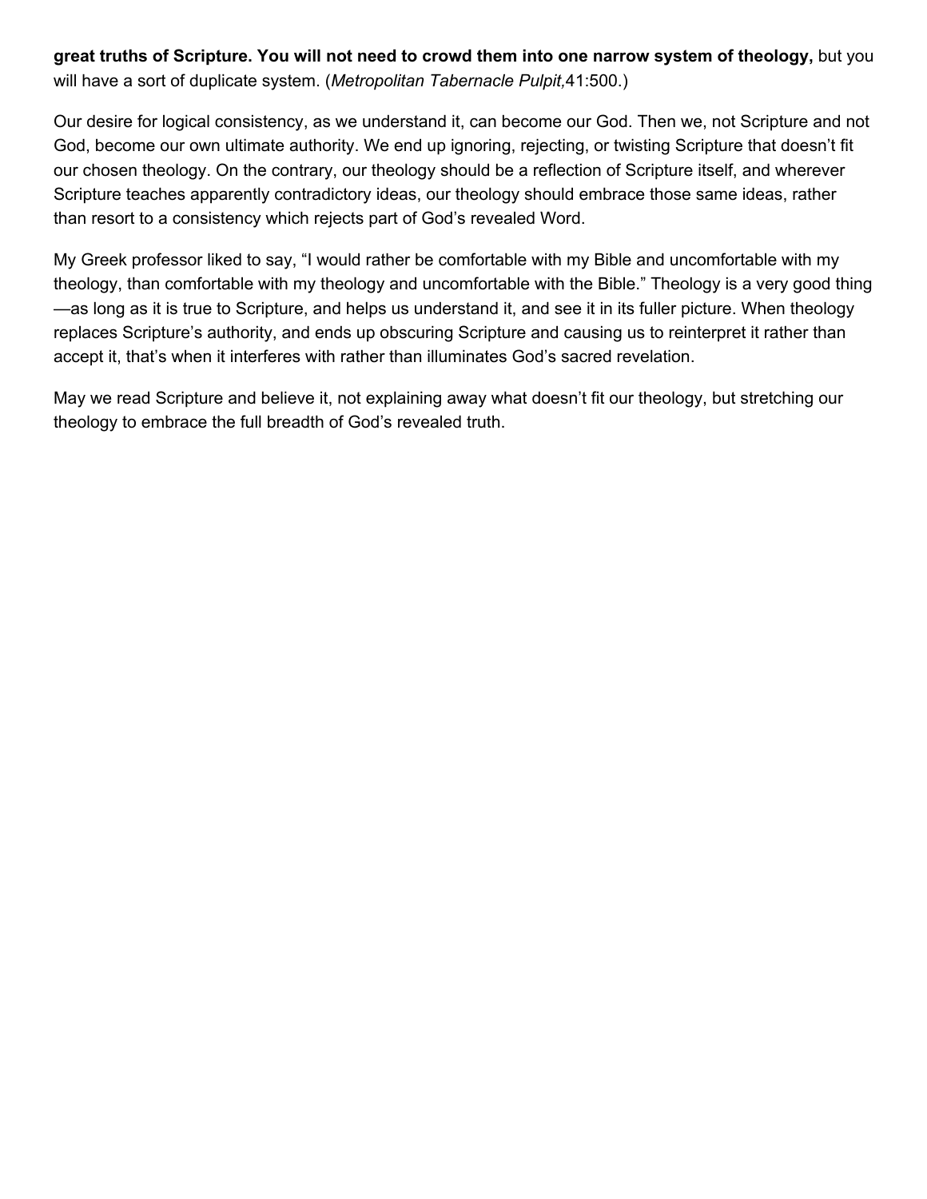**great truths of Scripture. You will not need to crowd them into one narrow system of theology,** but you will have a sort of duplicate system. (*Metropolitan Tabernacle Pulpit,*41:500.)

Our desire for logical consistency, as we understand it, can become our God. Then we, not Scripture and not God, become our own ultimate authority. We end up ignoring, rejecting, or twisting Scripture that doesn't fit our chosen theology. On the contrary, our theology should be a reflection of Scripture itself, and wherever Scripture teaches apparently contradictory ideas, our theology should embrace those same ideas, rather than resort to a consistency which rejects part of God's revealed Word.

My Greek professor liked to say, "I would rather be comfortable with my Bible and uncomfortable with my theology, than comfortable with my theology and uncomfortable with the Bible." Theology is a very good thing—as long as it is true to Scripture, and helps us understand it, and see it in its fuller picture. When theology replaces Scripture's authority, and ends up obscuring Scripture and causing us to reinterpret it rather than accept it, that's when it interferes with rather than illuminates God's sacred revelation.

May we read Scripture and believe it, not explaining away what doesn't fit our theology, but stretching our theology to embrace the full breadth of God's revealed truth.